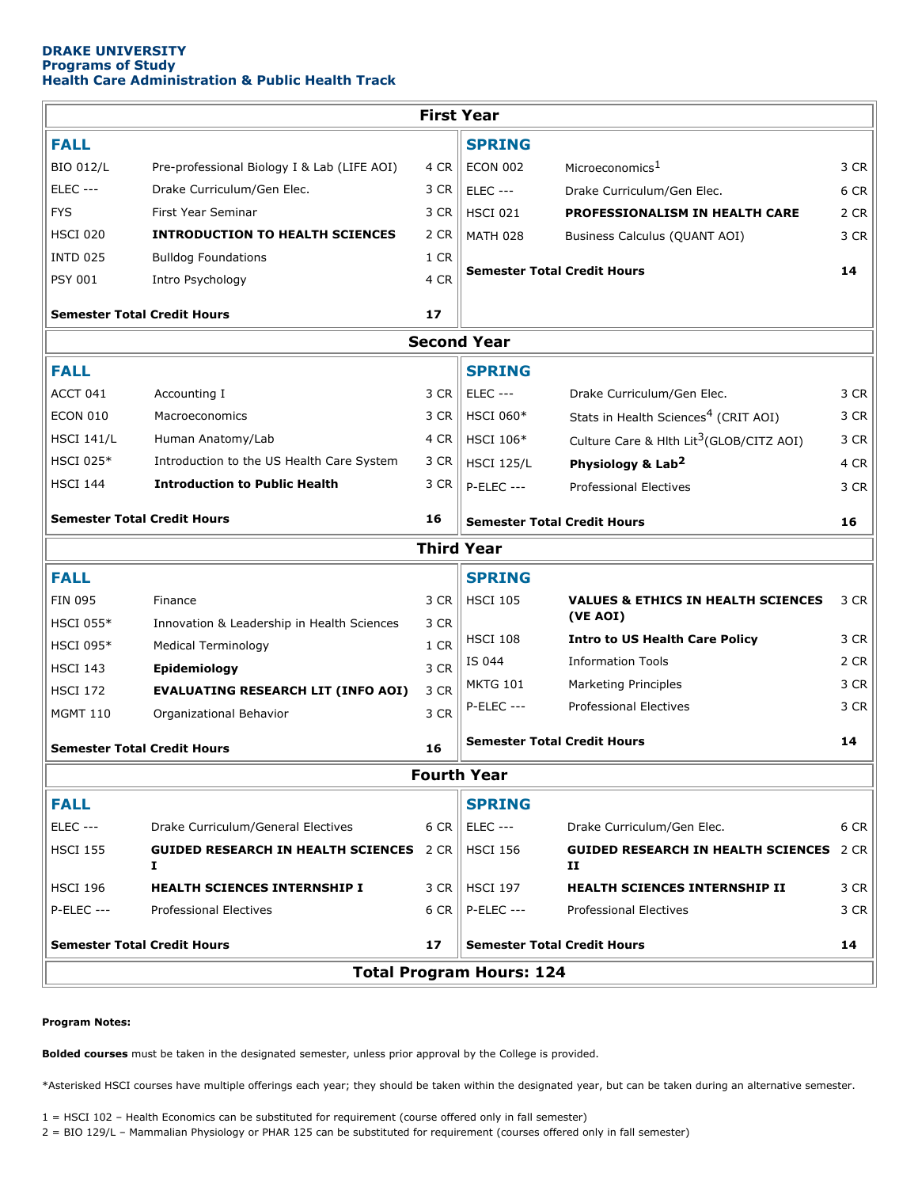**DRAKE UNIVERSITY**
**Programs of Study**
**Health Care Administration & Public Health Track**

## First Year

| FALL | | | SPRING | | |
|---|---|---|---|---|---|
| BIO 012/L | Pre-professional Biology I & Lab (LIFE AOI) | 4 CR | ECON 002 | Microeconomics[1] | 3 CR |
| ELEC --- | Drake Curriculum/Gen Elec. | 3 CR | ELEC --- | Drake Curriculum/Gen Elec. | 6 CR |
| FYS | First Year Seminar | 3 CR | HSCI 021 | **PROFESSIONALISM IN HEALTH CARE** | 2 CR |
| HSCI 020 | **INTRODUCTION TO HEALTH SCIENCES** | 2 CR | MATH 028 | Business Calculus (QUANT AOI) | 3 CR |
| INTD 025 | Bulldog Foundations | 1 CR | **Semester Total Credit Hours** | | **14** |
| PSY 001 | Intro Psychology | 4 CR | | | |
| **Semester Total Credit Hours** | | **17** | | | |

## Second Year

| FALL | | | SPRING | | |
|---|---|---|---|---|---|
| ACCT 041 | Accounting I | 3 CR | ELEC --- | Drake Curriculum/Gen Elec. | 3 CR |
| ECON 010 | Macroeconomics | 3 CR | HSCI 060* | Stats in Health Sciences[4] (CRIT AOI) | 3 CR |
| HSCI 141/L | Human Anatomy/Lab | 4 CR | HSCI 106* | Culture Care & Hlth Lit[3](GLOB/CITZ AOI) | 3 CR |
| HSCI 025* | Introduction to the US Health Care System | 3 CR | HSCI 125/L | **Physiology & Lab[2]** | 4 CR |
| HSCI 144 | **Introduction to Public Health** | 3 CR | P-ELEC --- | Professional Electives | 3 CR |
| **Semester Total Credit Hours** | | **16** | **Semester Total Credit Hours** | | **16** |

## Third Year

| FALL | | | SPRING | | |
|---|---|---|---|---|---|
| FIN 095 | Finance | 3 CR | HSCI 105 | **VALUES & ETHICS IN HEALTH SCIENCES (VE AOI)** | 3 CR |
| HSCI 055* | Innovation & Leadership in Health Sciences | 3 CR | HSCI 108 | **Intro to US Health Care Policy** | 3 CR |
| HSCI 095* | Medical Terminology | 1 CR | IS 044 | Information Tools | 2 CR |
| HSCI 143 | **Epidemiology** | 3 CR | MKTG 101 | Marketing Principles | 3 CR |
| HSCI 172 | **EVALUATING RESEARCH LIT (INFO AOI)** | 3 CR | P-ELEC --- | Professional Electives | 3 CR |
| MGMT 110 | Organizational Behavior | 3 CR | **Semester Total Credit Hours** | | **14** |
| **Semester Total Credit Hours** | | **16** | | | |

## Fourth Year

| FALL | | | SPRING | | |
|---|---|---|---|---|---|
| ELEC --- | Drake Curriculum/General Electives | 6 CR | ELEC --- | Drake Curriculum/Gen Elec. | 6 CR |
| HSCI 155 | **GUIDED RESEARCH IN HEALTH SCIENCES I** | 2 CR | HSCI 156 | **GUIDED RESEARCH IN HEALTH SCIENCES II** | 2 CR |
| HSCI 196 | **HEALTH SCIENCES INTERNSHIP I** | 3 CR | HSCI 197 | **HEALTH SCIENCES INTERNSHIP II** | 3 CR |
| P-ELEC --- | Professional Electives | 6 CR | P-ELEC --- | Professional Electives | 3 CR |
| **Semester Total Credit Hours** | | **17** | **Semester Total Credit Hours** | | **14** |

**Total Program Hours: 124**

**Program Notes:**

**Bolded courses** must be taken in the designated semester, unless prior approval by the College is provided.

*Asterisked HSCI courses have multiple offerings each year; they should be taken within the designated year, but can be taken during an alternative semester.

1 = HSCI 102 – Health Economics can be substituted for requirement (course offered only in fall semester)
2 = BIO 129/L – Mammalian Physiology or PHAR 125 can be substituted for requirement (courses offered only in fall semester)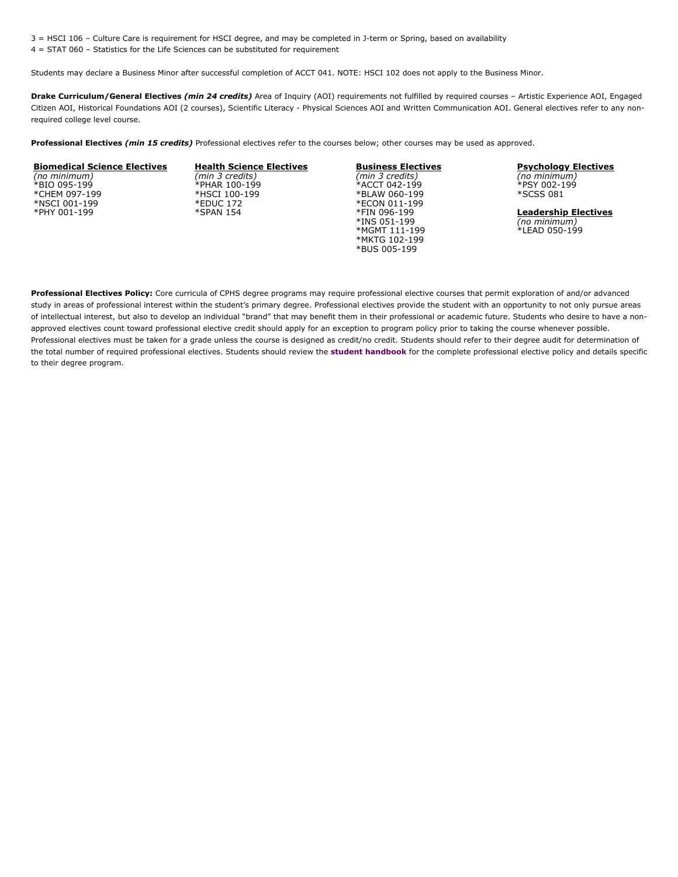3 = HSCI 106 – Culture Care is requirement for HSCI degree, and may be completed in J-term or Spring, based on availability
4 = STAT 060 – Statistics for the Life Sciences can be substituted for requirement

Students may declare a Business Minor after successful completion of ACCT 041. NOTE: HSCI 102 does not apply to the Business Minor.

**Drake Curriculum/General Electives *(min 24 credits)*** Area of Inquiry (AOI) requirements not fulfilled by required courses – Artistic Experience AOI, Engaged Citizen AOI, Historical Foundations AOI (2 courses), Scientific Literacy - Physical Sciences AOI and Written Communication AOI. General electives refer to any non-required college level course.

**Professional Electives *(min 15 credits)*** Professional electives refer to the courses below; other courses may be used as approved.

**Biomedical Science Electives**
*(no minimum)*
*BIO 095-199
*CHEM 097-199
*NSCI 001-199
*PHY 001-199

**Health Science Electives**
*(min 3 credits)*
*PHAR 100-199
*HSCI 100-199
*EDUC 172
*SPAN 154

**Business Electives**
*(min 3 credits)*
*ACCT 042-199
*BLAW 060-199
*ECON 011-199
*FIN 096-199
*INS 051-199
*MGMT 111-199
*MKTG 102-199
*BUS 005-199

**Psychology Electives**
*(no minimum)*
*PSY 002-199
*SCSS 081

**Leadership Electives**
*(no minimum)*
*LEAD 050-199

**Professional Electives Policy:** Core curricula of CPHS degree programs may require professional elective courses that permit exploration of and/or advanced study in areas of professional interest within the student's primary degree. Professional electives provide the student with an opportunity to not only pursue areas of intellectual interest, but also to develop an individual "brand" that may benefit them in their professional or academic future. Students who desire to have a non-approved electives count toward professional elective credit should apply for an exception to program policy prior to taking the course whenever possible. Professional electives must be taken for a grade unless the course is designed as credit/no credit. Students should refer to their degree audit for determination of the total number of required professional electives. Students should review the **student handbook** for the complete professional elective policy and details specific to their degree program.